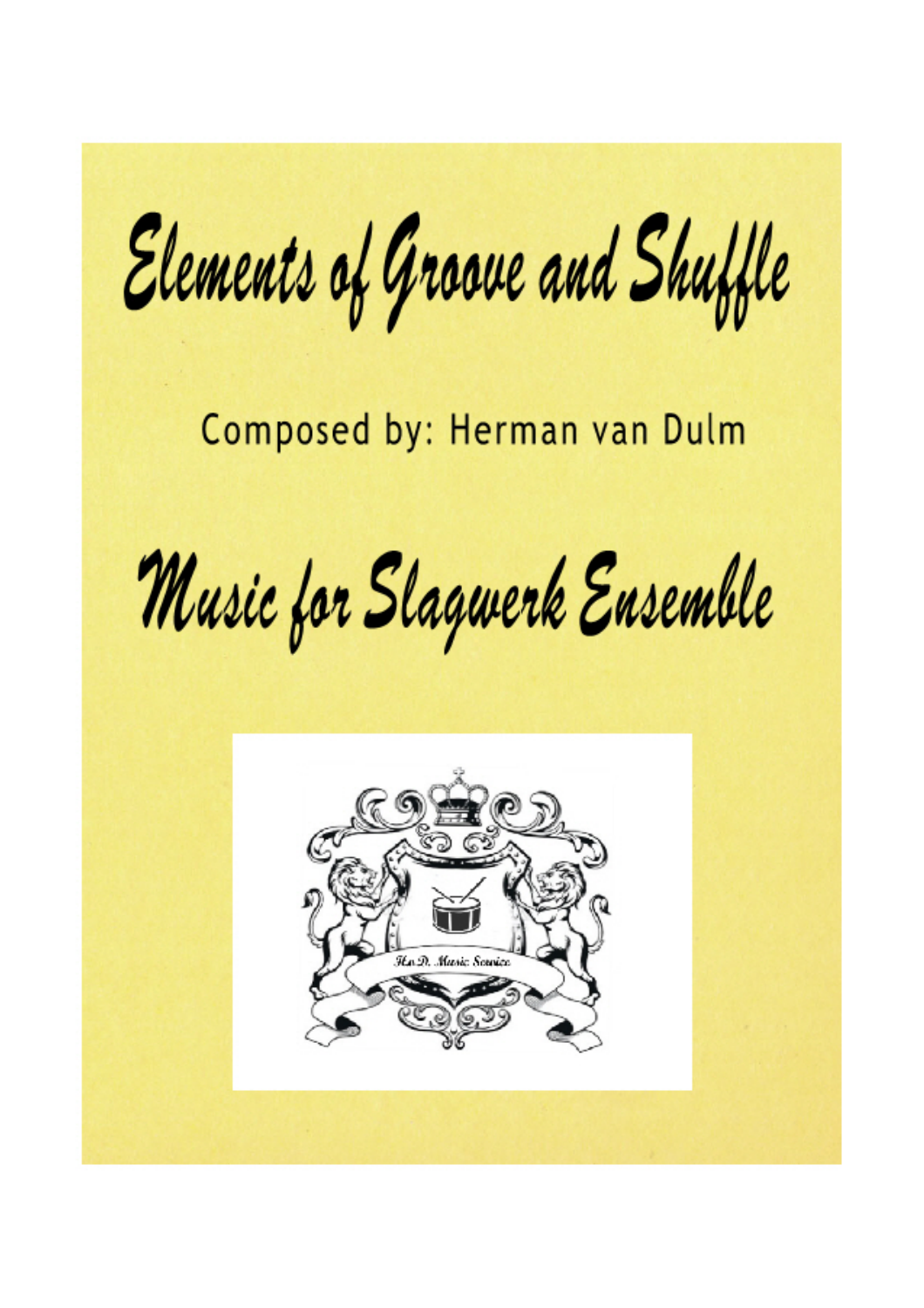# Elements of Groove and Shuffle

Composed by: Herman van Dulm

# Music for Slagwerk Ensemble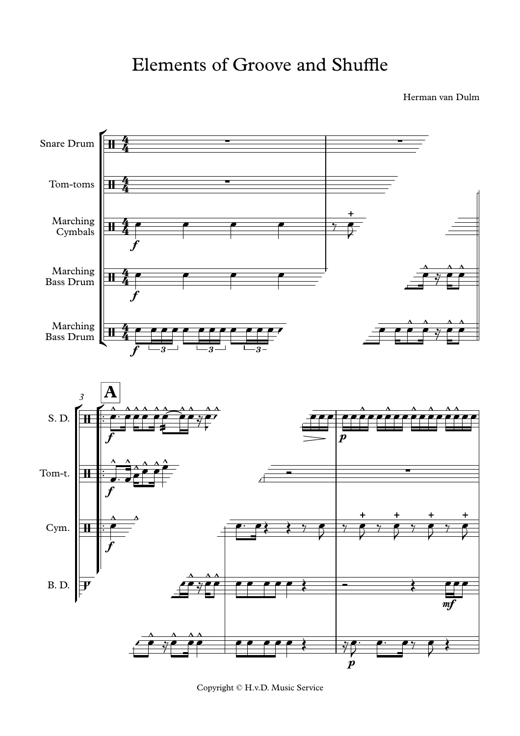# Elements of Groove and Shuffle

Herman van Dulm

Snare Drum

Tom-toms

Marching Cymbals

Marching Bass Drum

Marching Bass Drum

A

S. D.

Tom-t.

Cym.

B. D.

Copyright © H.v.D. Music Service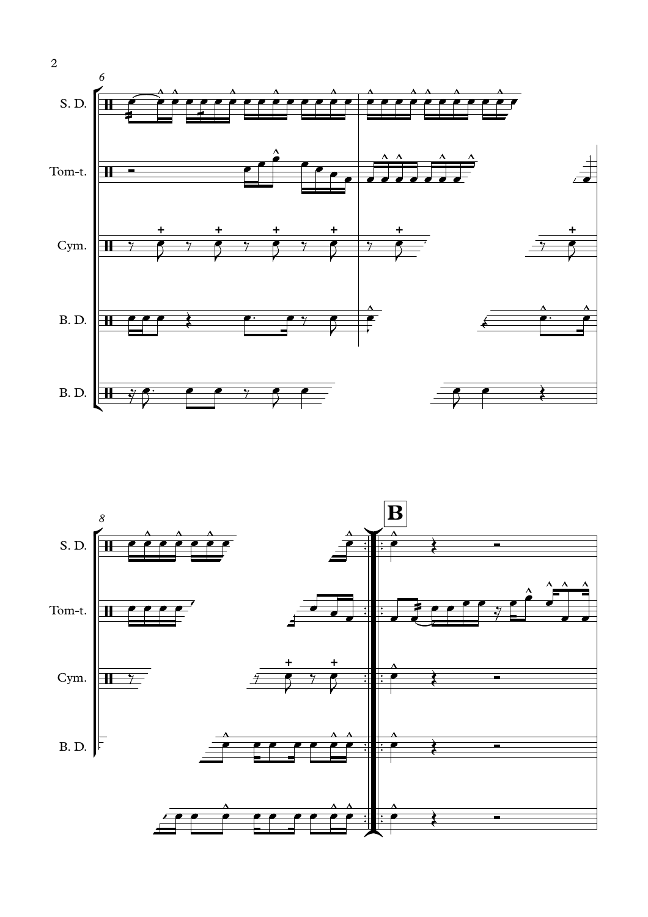6

S. D.

Tom-t.

Cym.

B. D.

B. D.

8

**B**

S. D.

Tom-t.

Cym.

B. D.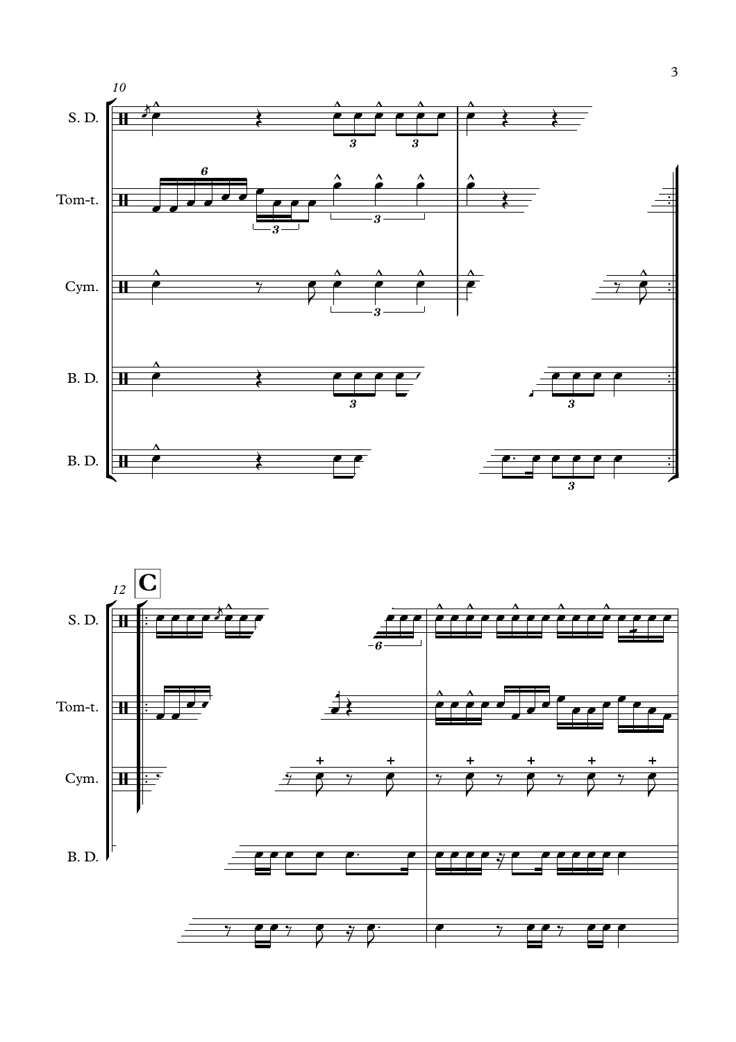10

S. D.

Tom-t.

Cym.

B. D.

B. D.

12

**C**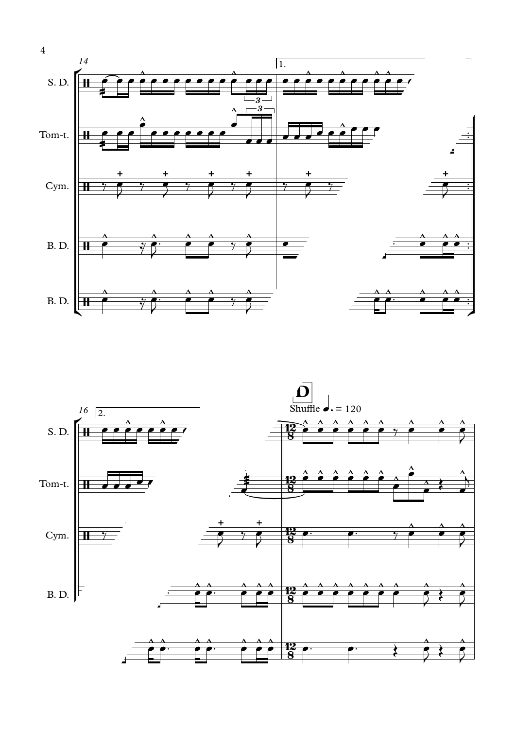S. D.

Tom-t.

Cym.

B. D.

B. D.

**D**

Shuffle ♩. = 120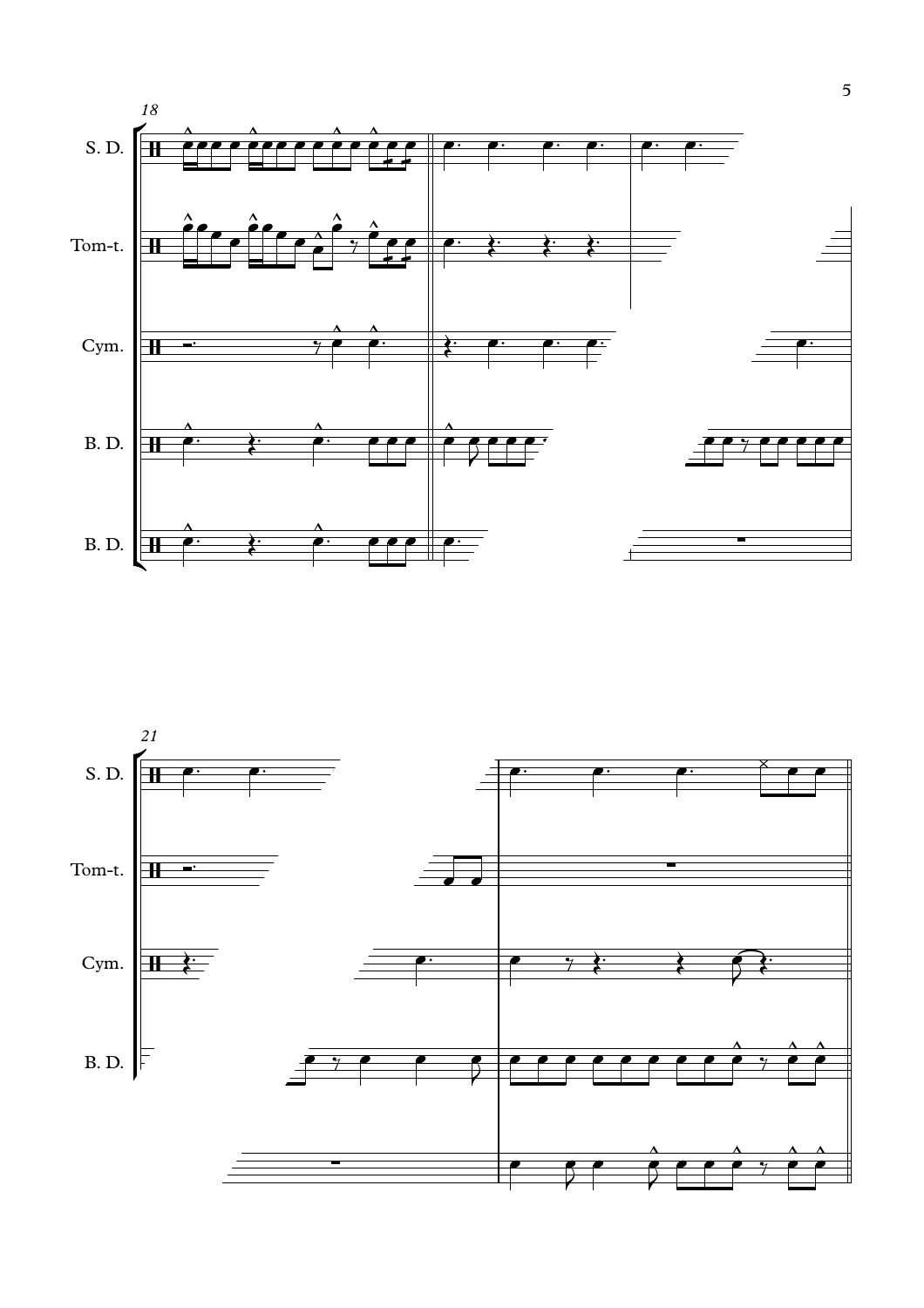18

S. D.

Tom-t.

Cym.

B. D.

B. D.

21

S. D.

Tom-t.

Cym.

B. D.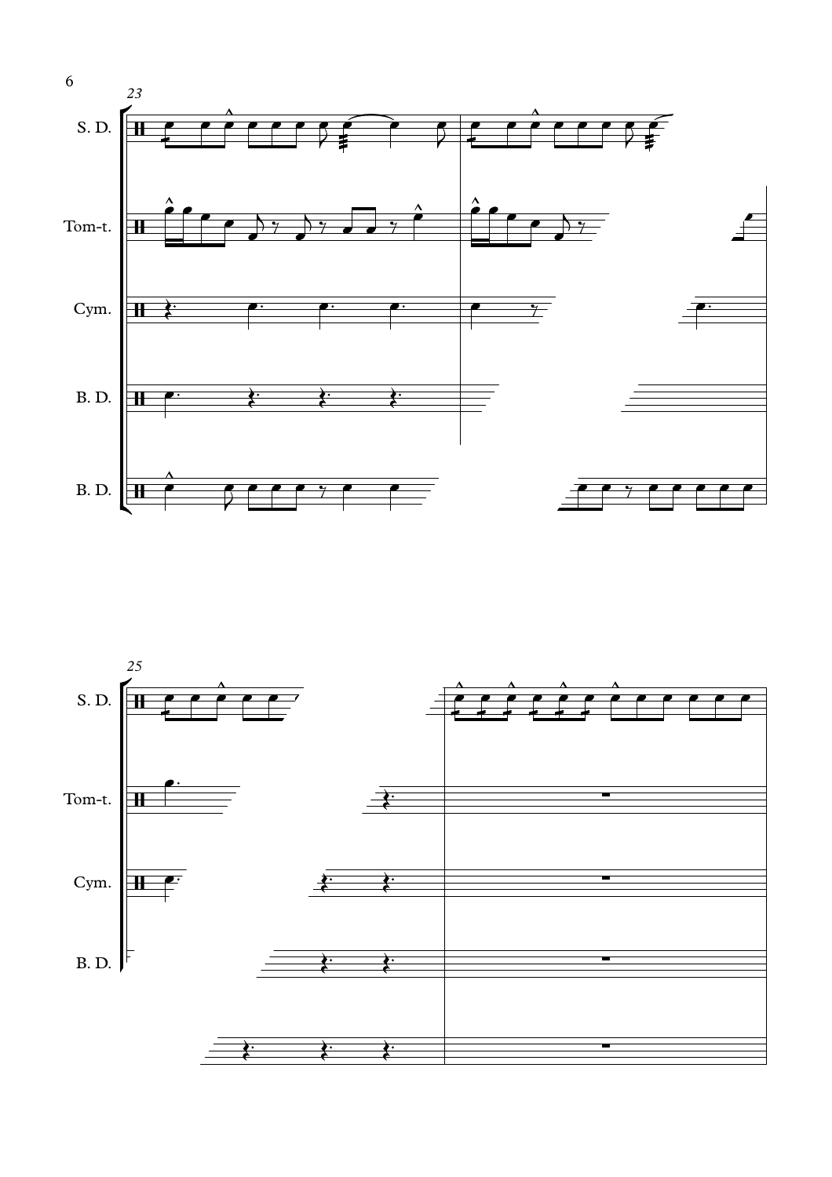23

S. D.

Tom-t.

Cym.

B. D.

B. D.

25

S. D.

Tom-t.

Cym.

B. D.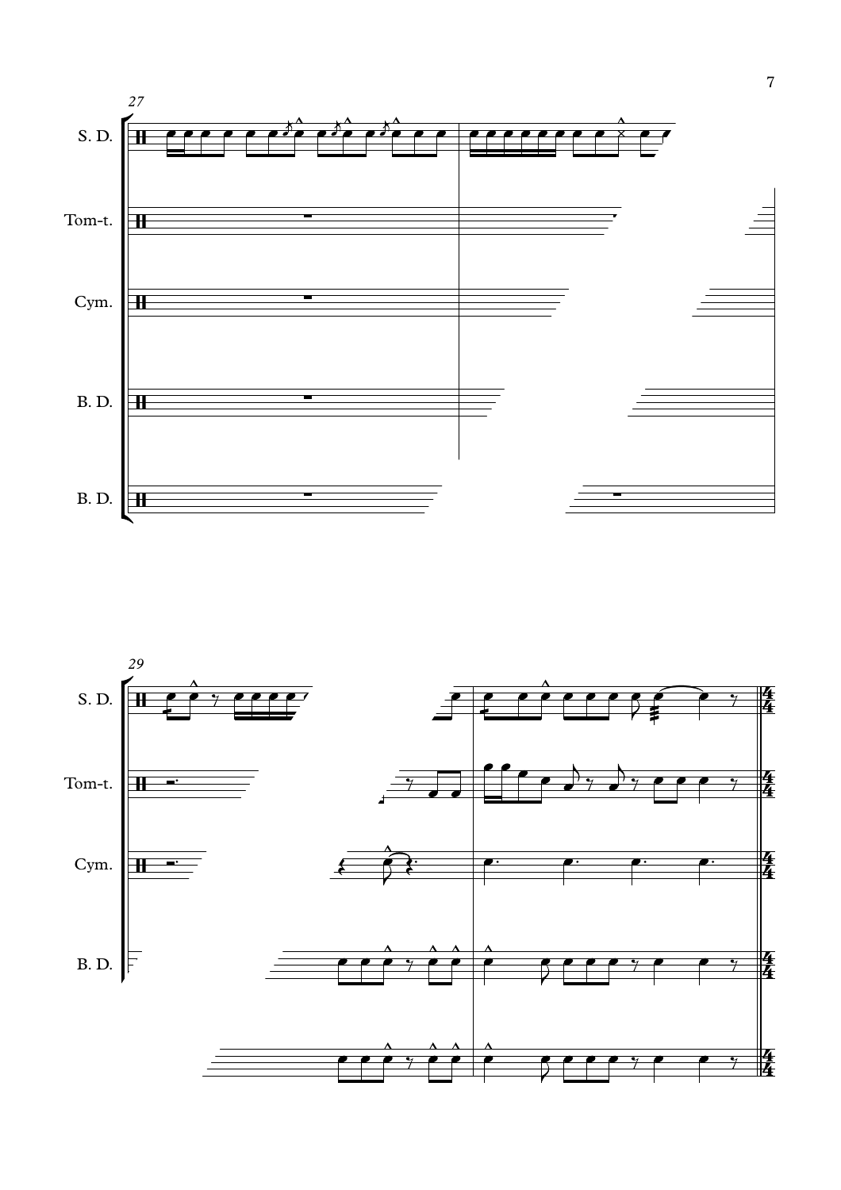27

S. D.

Tom-t.

Cym.

B. D.

B. D.

29

S. D.

Tom-t.

Cym.

B. D.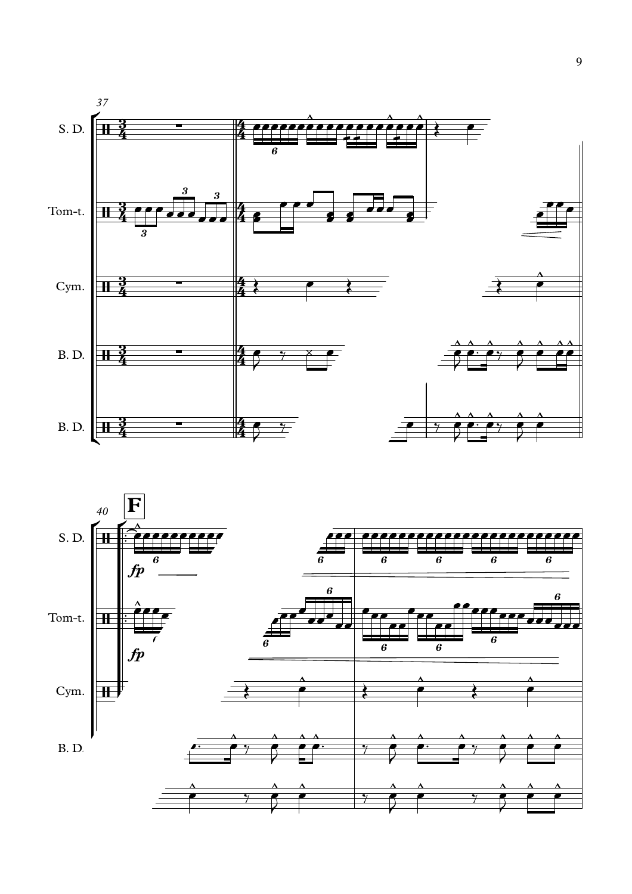37

S. D.

Tom-t.

Cym.

B. D.

B. D.

40

**F**

S. D.

*fp*

Tom-t.

*fp*

Cym.

B. D.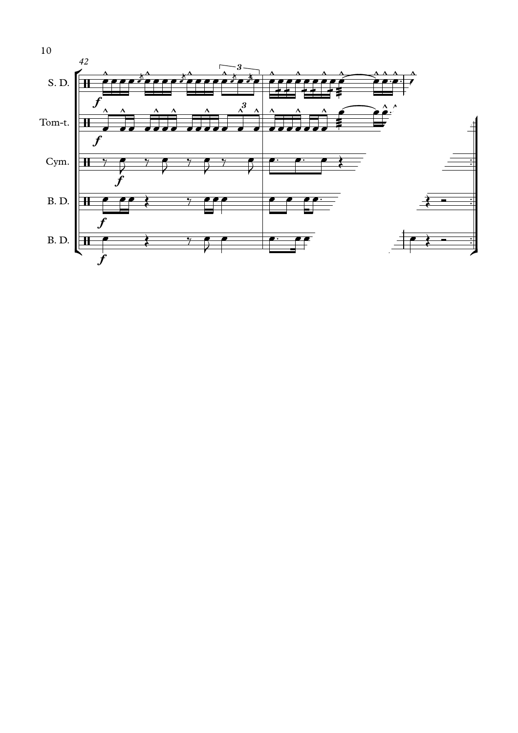S. D.

Tom-t.

Cym.

B. D.

B. D.